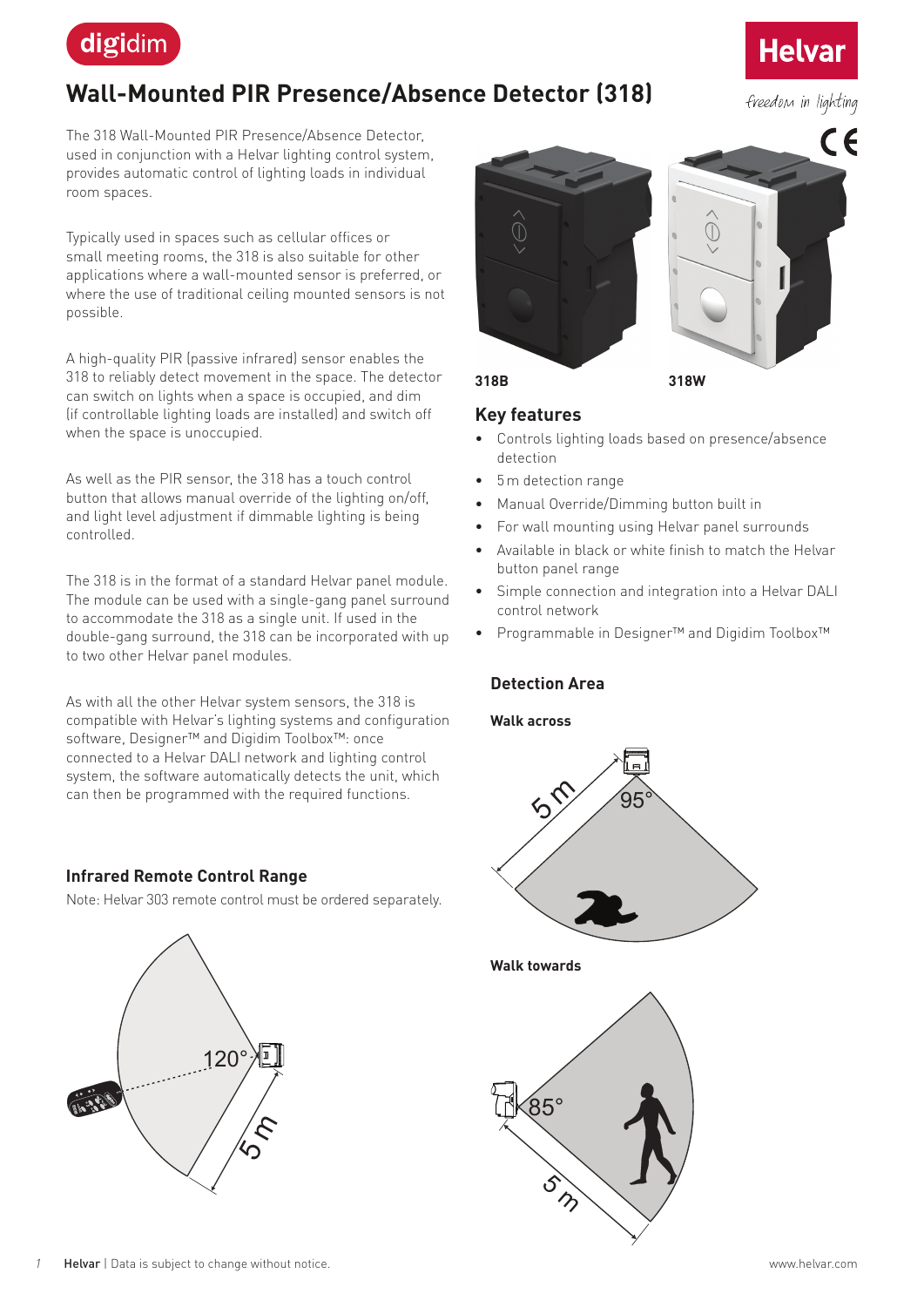# Wall-Mounted PIR Presence/Absence Detector (318)

The 318 Wall-Mounted PIR Presence/Absence Detector, used in conjunction with a Helvar lighting control system, provides automatic control of lighting loads in individual room spaces.

Typically used in spaces such as cellular offices or small meeting rooms, the 318 is also suitable for other applications where a wall-mounted sensor is preferred, or where the use of traditional ceiling mounted sensors is not possible.

A high-quality PIR (passive infrared) sensor enables the 318 to reliably detect movement in the space. The detector can switch on lights when a space is occupied, and dim (if controllable lighting loads are installed) and switch off when the space is unoccupied.

As well as the PIR sensor, the 318 has a touch control button that allows manual override of the lighting on/off, and light level adjustment if dimmable lighting is being controlled.

The 318 is in the format of a standard Helvar panel module. The module can be used with a single-gang panel surround to accommodate the 318 as a single unit. If used in the double-gang surround, the 318 can be incorporated with up to two other Helvar panel modules.

As with all the other Helvar system sensors, the 318 is compatible with Helvar's lighting systems and configuration software, Designer™ and Digidim Toolbox™: once connected to a Helvar DALI network and lighting control system, the software automatically detects the unit, which can then be programmed with the required functions.

### Infrared Remote Control Range

Note: Helvar 303 remote control must be ordered separately.

120°

5 m

318B

318W

## Key features

- Controls lighting loads based on presence/absence detection
- 5 m detection range
- Manual Override/Dimming button built in
- For wall mounting using Helvar panel surrounds
- Available in black or white finish to match the Helvar button panel range
- Simple connection and integration into a Helvar DALI control network
- Programmable in Designer™ and Digidim Toolbox™

### Detection Area

**Walk across**

5 m

95°

**Walk towards**

85°

5 m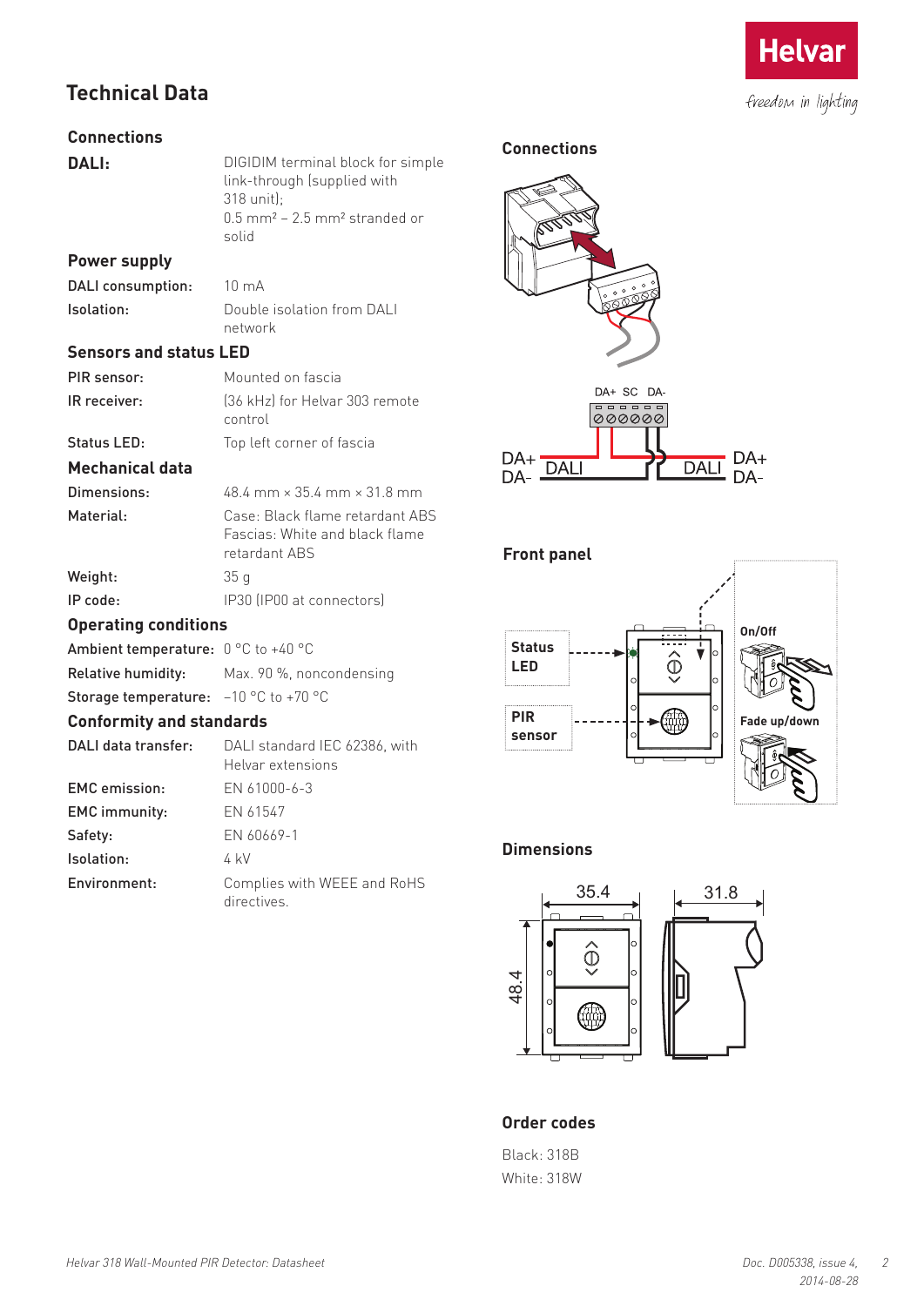## Technical Data

### Connections

| | |
|---|---|
| **DALI:** | DIGIDIM terminal block for simple link-through (supplied with 318 unit); 0.5 mm² – 2.5 mm² stranded or solid |

### Power supply

| | |
|---|---|
| DALI consumption: | 10 mA |
| Isolation: | Double isolation from DALI network |

### Sensors and status LED

| | |
|---|---|
| PIR sensor: | Mounted on fascia |
| IR receiver: | (36 kHz) for Helvar 303 remote control |
| Status LED: | Top left corner of fascia |

### Mechanical data

| | |
|---|---|
| Dimensions: | 48.4 mm × 35.4 mm × 31.8 mm |
| Material: | Case: Black flame retardant ABS<br>Fascias: White and black flame retardant ABS |
| Weight: | 35 g |
| IP code: | IP30 (IP00 at connectors) |

### Operating conditions

| | |
|---|---|
| Ambient temperature: | 0 °C to +40 °C |
| Relative humidity: | Max. 90 %, noncondensing |
| Storage temperature: | −10 °C to +70 °C |

### Conformity and standards

| | |
|---|---|
| DALI data transfer: | DALI standard IEC 62386, with Helvar extensions |
| EMC emission: | EN 61000-6-3 |
| EMC immunity: | EN 61547 |
| Safety: | EN 60669-1 |
| Isolation: | 4 kV |
| Environment: | Complies with WEEE and RoHS directives. |

### Connections

DA+ SC DA-

DA+ DA- DALI

DALI DA+ DA-

### Front panel

Status LED

PIR sensor

On/Off

Fade up/down

### Dimensions

35.4

31.8

48.4

### Order codes

Black: 318B

White: 318W